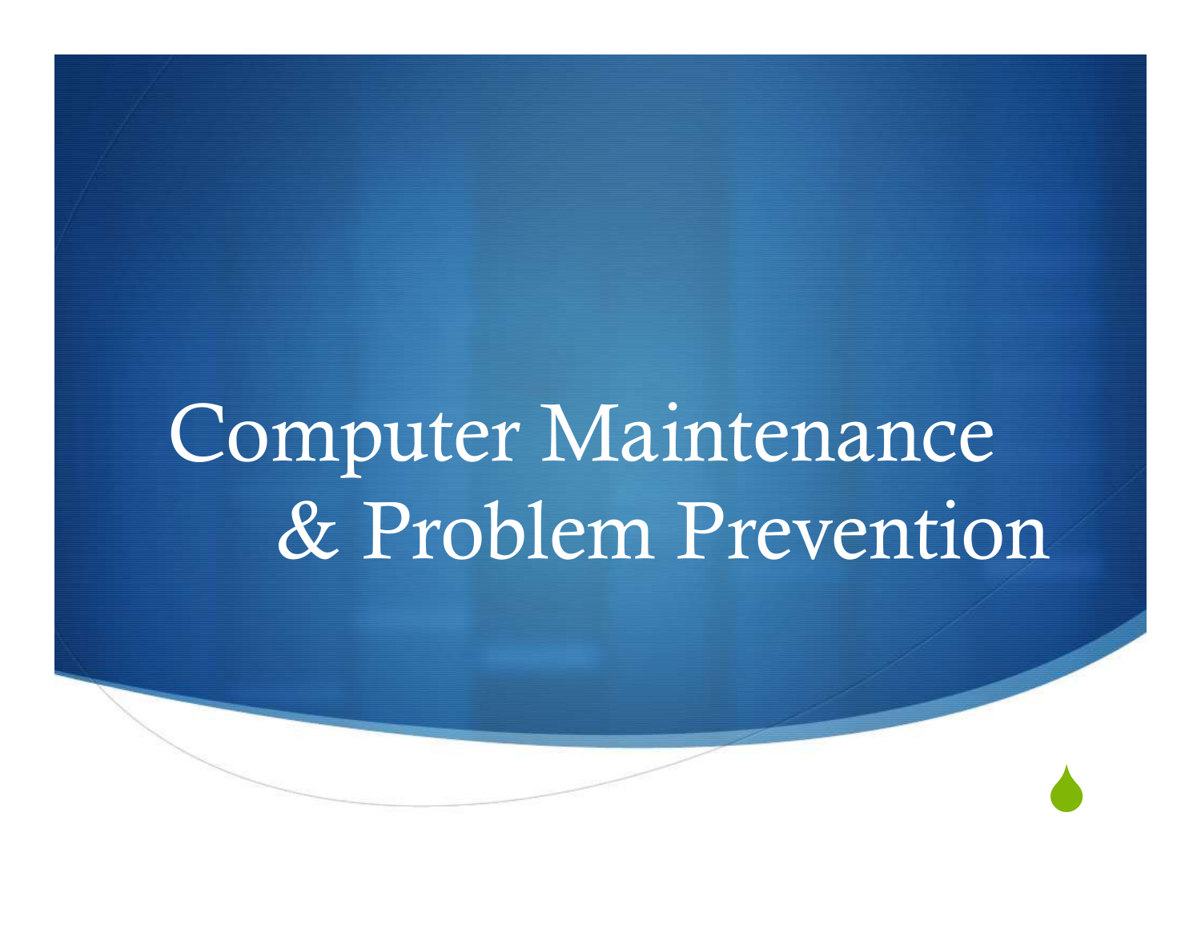# Computer Maintenance & Problem Prevention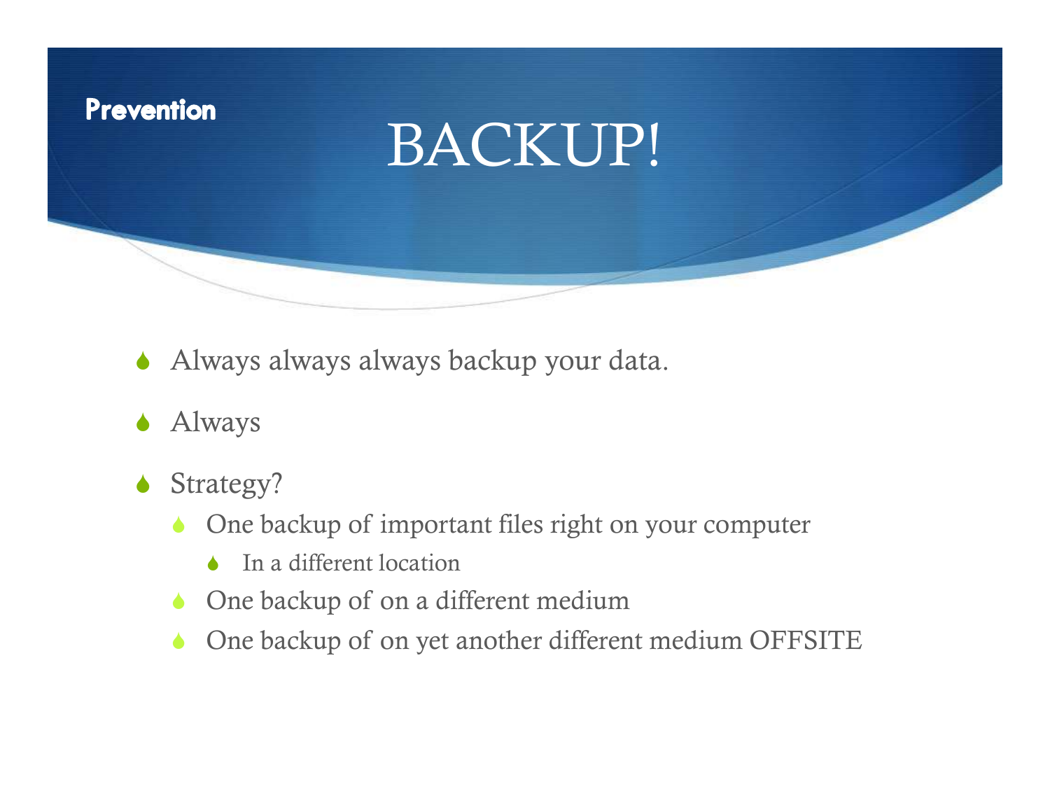Prevention

# BACKUP!

- Always always always backup your data.
- Always
- Strategy?
  - One backup of important files right on your computer
    - In a different location
  - One backup of on a different medium
  - One backup of on yet another different medium OFFSITE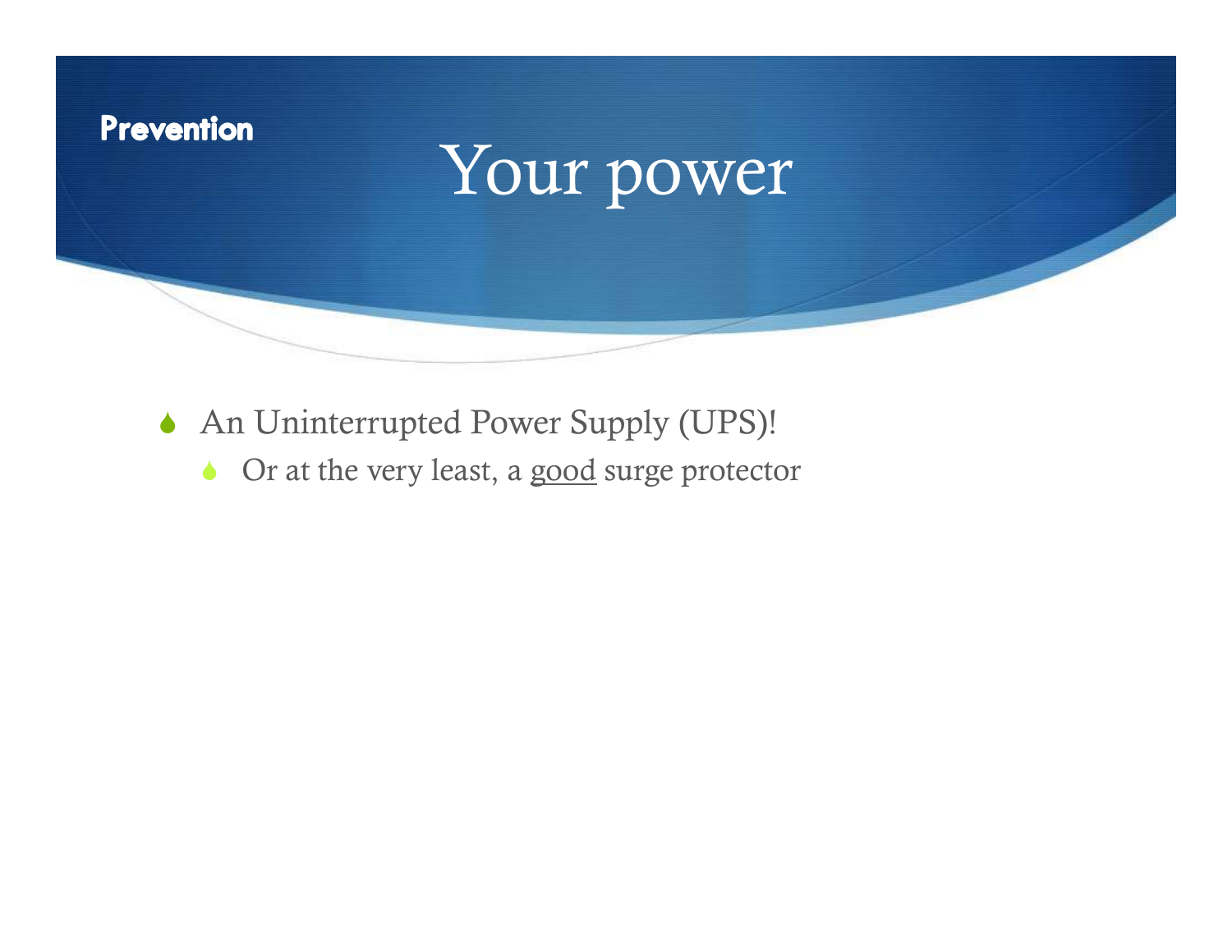**Prevention**

# Your power

- An Uninterrupted Power Supply (UPS)!
  - Or at the very least, a <u>good</u> surge protector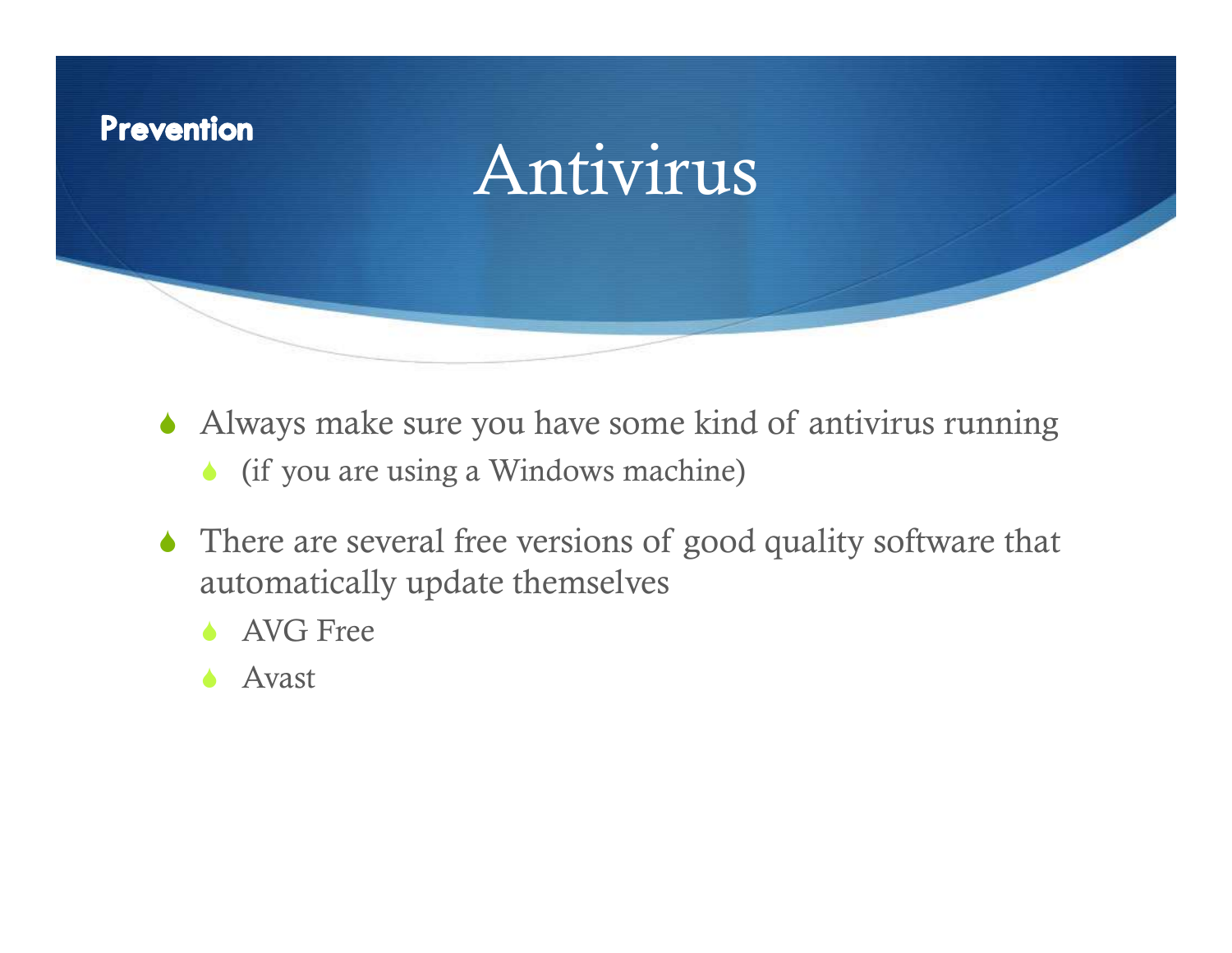**Prevention**

# Antivirus

- Always make sure you have some kind of antivirus running
  - (if you are using a Windows machine)
- There are several free versions of good quality software that automatically update themselves
  - AVG Free
  - Avast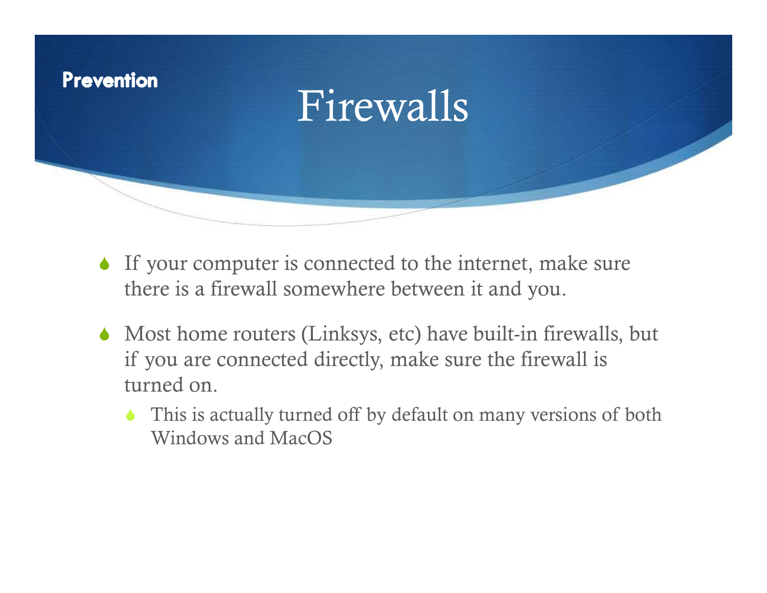**Prevention**

# Firewalls

- If your computer is connected to the internet, make sure there is a firewall somewhere between it and you.
- Most home routers (Linksys, etc) have built-in firewalls, but if you are connected directly, make sure the firewall is turned on.
  - This is actually turned off by default on many versions of both Windows and MacOS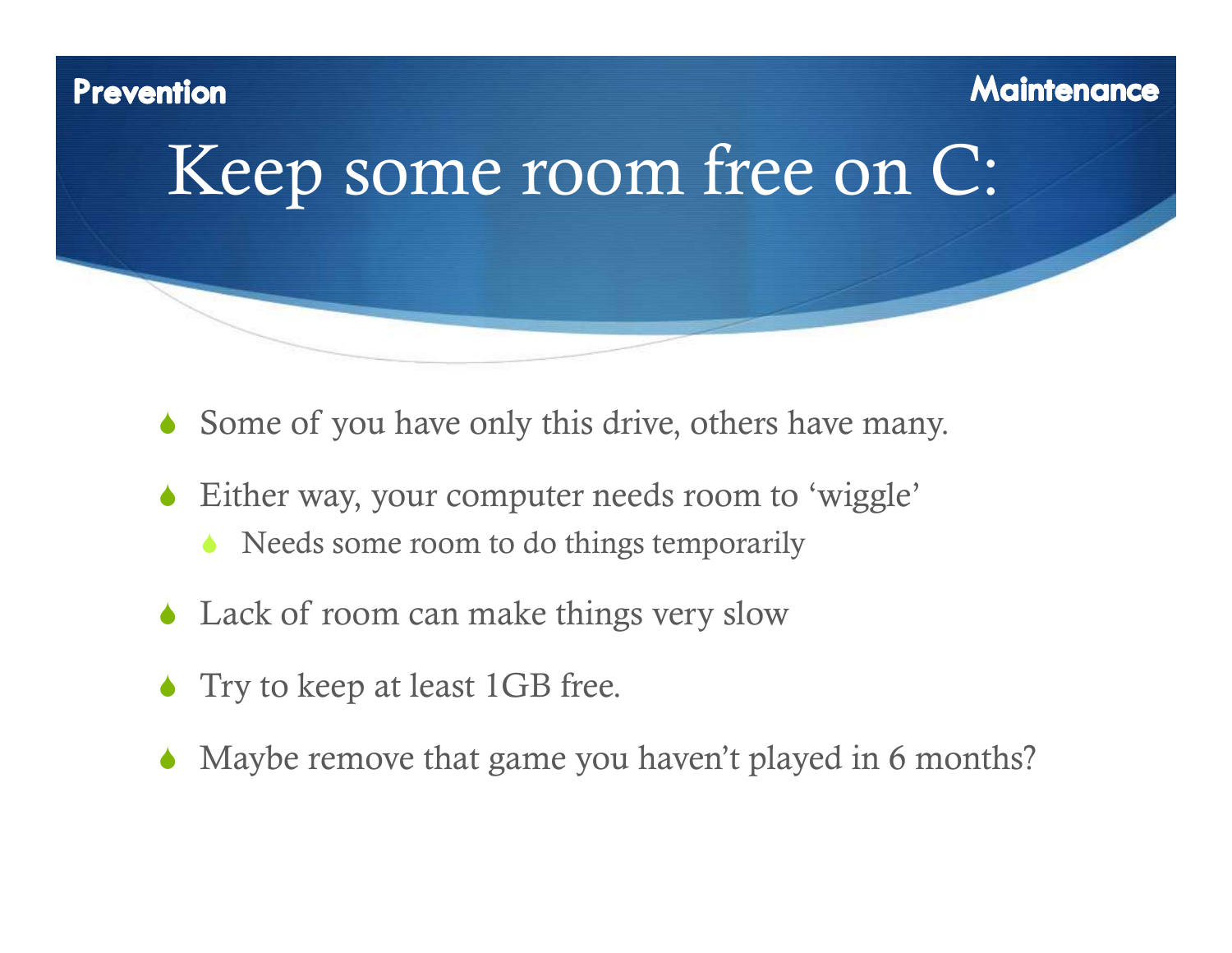Prevention | Maintenance

# Keep some room free on C:

- Some of you have only this drive, others have many.
- Either way, your computer needs room to 'wiggle'
  - Needs some room to do things temporarily
- Lack of room can make things very slow
- Try to keep at least 1GB free.
- Maybe remove that game you haven't played in 6 months?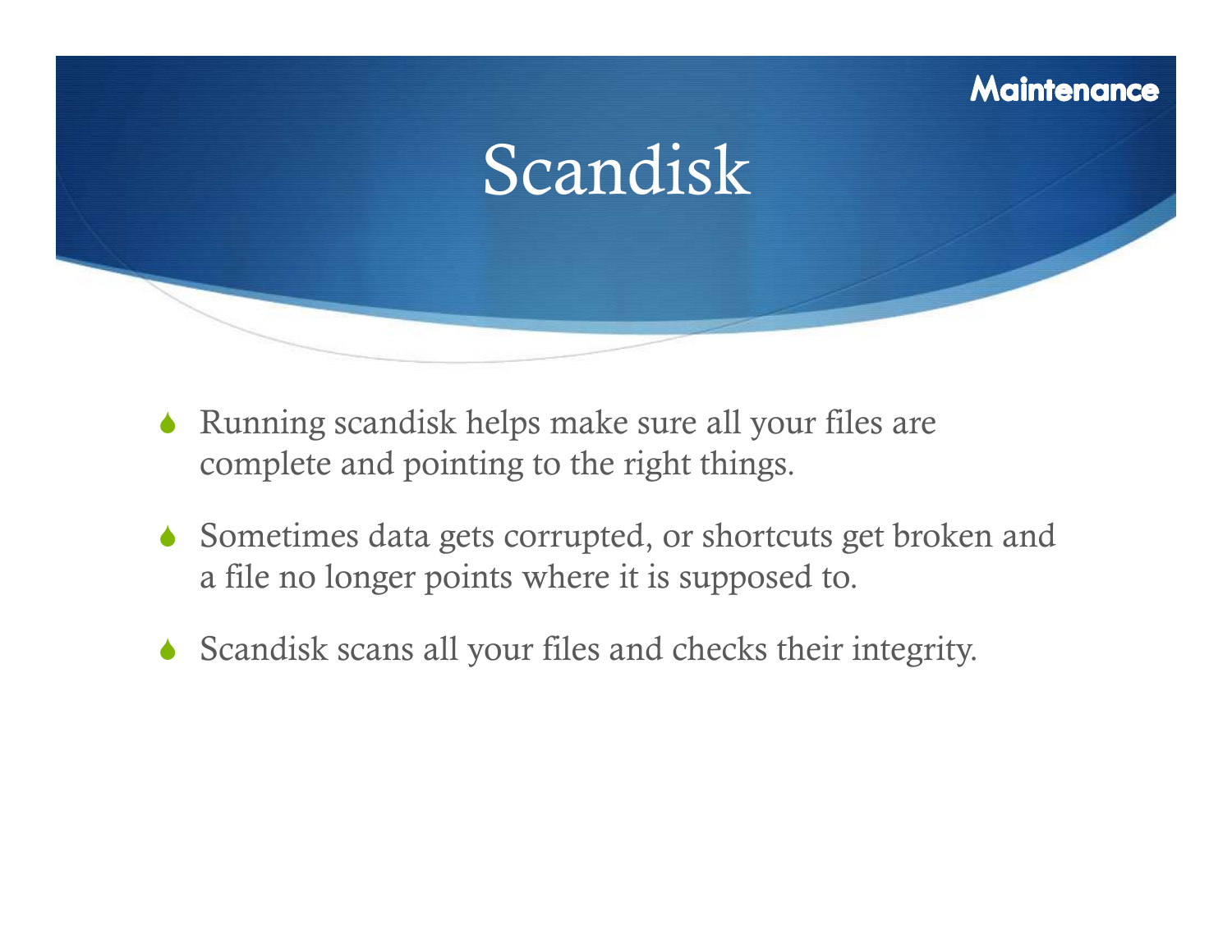Maintenance

# Scandisk

- Running scandisk helps make sure all your files are complete and pointing to the right things.
- Sometimes data gets corrupted, or shortcuts get broken and a file no longer points where it is supposed to.
- Scandisk scans all your files and checks their integrity.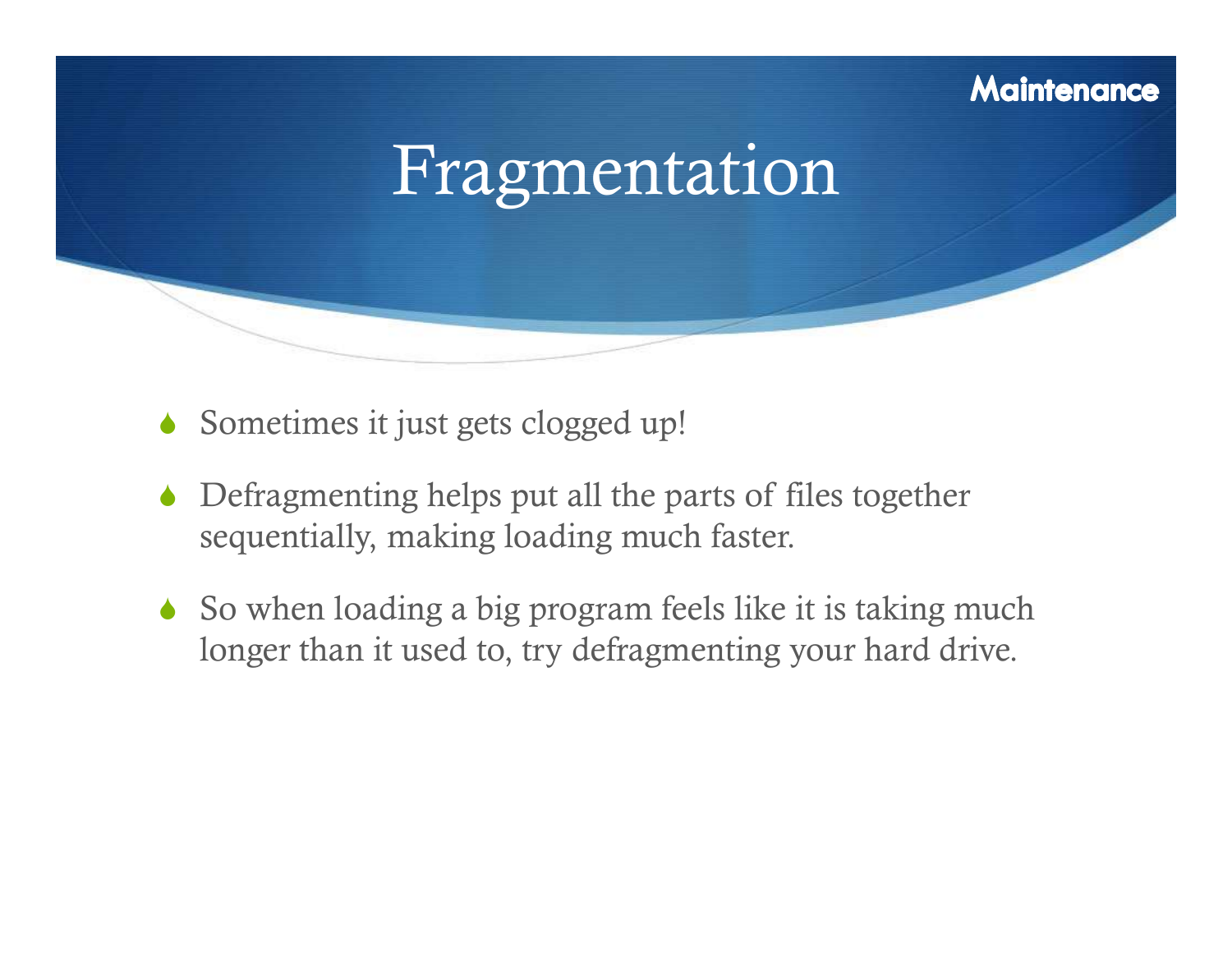Maintenance

# Fragmentation

- Sometimes it just gets clogged up!
- Defragmenting helps put all the parts of files together sequentially, making loading much faster.
- So when loading a big program feels like it is taking much longer than it used to, try defragmenting your hard drive.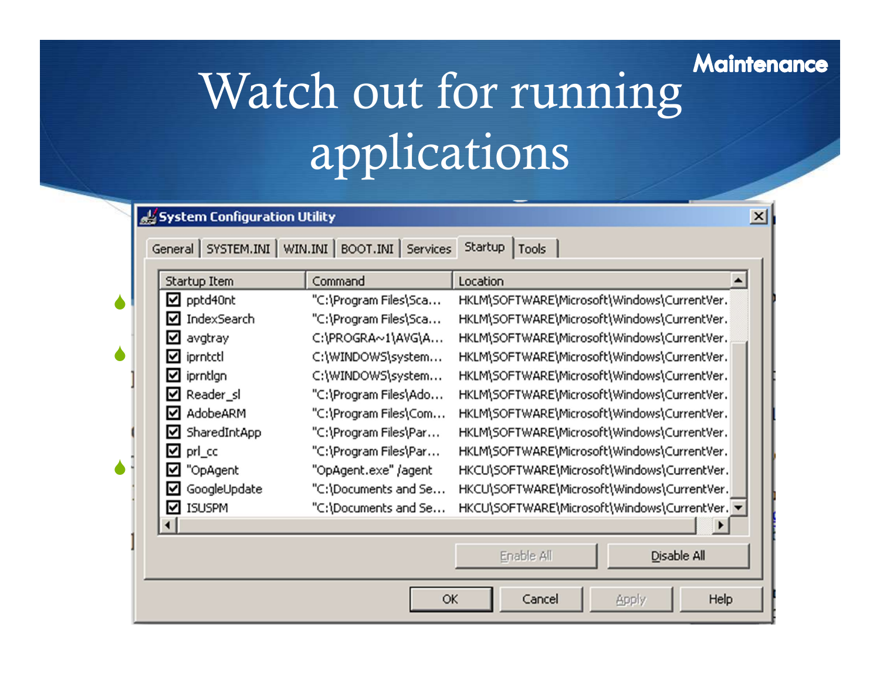Maintenance

# Watch out for running applications

**System Configuration Utility**

General | SYSTEM.INI | WIN.INI | BOOT.INI | Services | Startup | Tools

| Startup Item | Command | Location |
|---|---|---|
| ☑ pptd40nt | "C:\Program Files\Sca... | HKLM\SOFTWARE\Microsoft\Windows\CurrentVer. |
| ☑ IndexSearch | "C:\Program Files\Sca... | HKLM\SOFTWARE\Microsoft\Windows\CurrentVer. |
| ☑ avgtray | C:\PROGRA~1\AVG\A... | HKLM\SOFTWARE\Microsoft\Windows\CurrentVer. |
| ☑ iprntctl | C:\WINDOWS\system... | HKLM\SOFTWARE\Microsoft\Windows\CurrentVer. |
| ☑ iprntlgn | C:\WINDOWS\system... | HKLM\SOFTWARE\Microsoft\Windows\CurrentVer. |
| ☑ Reader_sl | "C:\Program Files\Ado... | HKLM\SOFTWARE\Microsoft\Windows\CurrentVer. |
| ☑ AdobeARM | "C:\Program Files\Com... | HKLM\SOFTWARE\Microsoft\Windows\CurrentVer. |
| ☑ SharedIntApp | "C:\Program Files\Par... | HKLM\SOFTWARE\Microsoft\Windows\CurrentVer. |
| ☑ prl_cc | "C:\Program Files\Par... | HKLM\SOFTWARE\Microsoft\Windows\CurrentVer. |
| ☑ "OpAgent | "OpAgent.exe" /agent | HKCU\SOFTWARE\Microsoft\Windows\CurrentVer. |
| ☑ GoogleUpdate | "C:\Documents and Se... | HKCU\SOFTWARE\Microsoft\Windows\CurrentVer. |
| ☑ ISUSPM | "C:\Documents and Se... | HKCU\SOFTWARE\Microsoft\Windows\CurrentVer. |

Enable All | Disable All

OK | Cancel | Apply | Help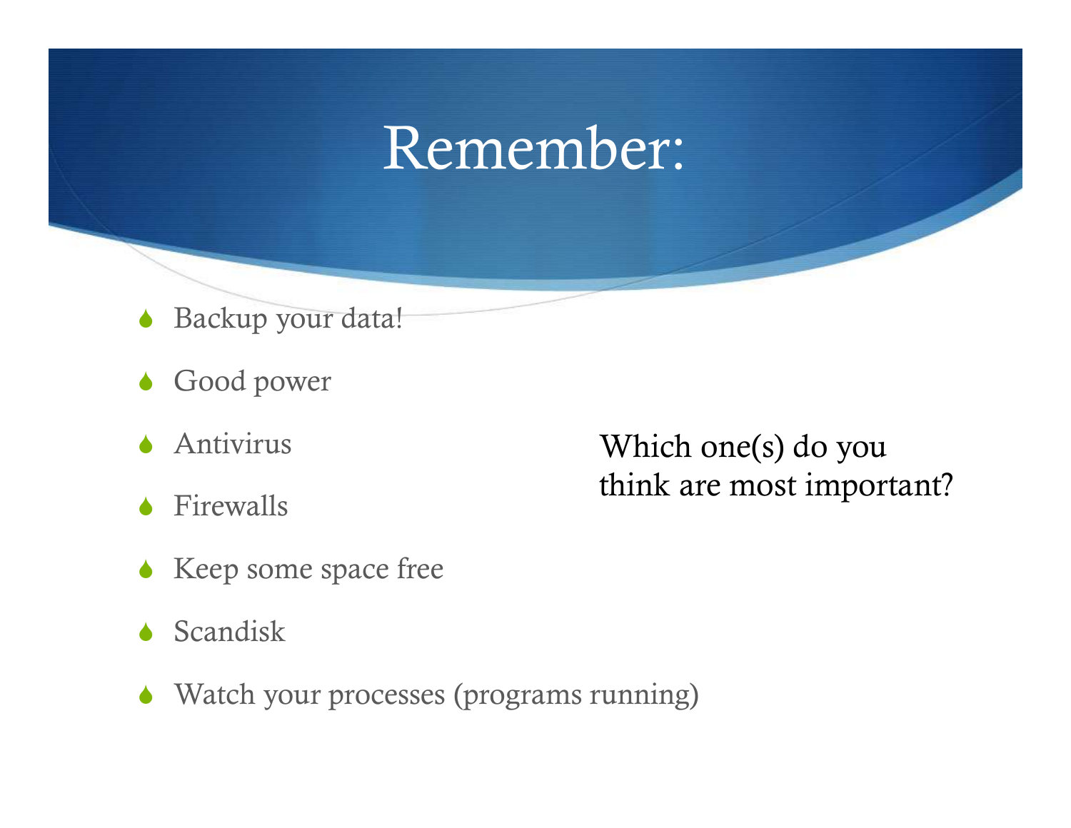# Remember:

- Backup your data!
- Good power
- Antivirus
- Firewalls
- Keep some space free
- Scandisk
- Watch your processes (programs running)

Which one(s) do you think are most important?